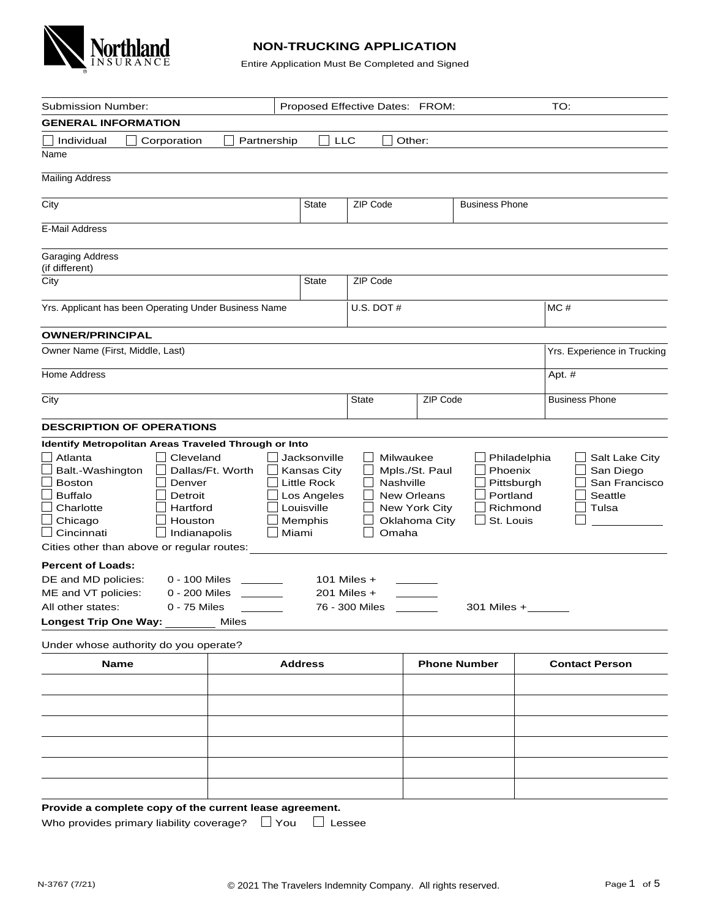Northland INSURANCE

# NON-TRUCKING APPLICATION

Entire Application Must Be Completed and Signed

Submission Number: Proposed Effective Dates: FROM: TO:

## GENERAL INFORMATION

☐ Individual ☐ Corporation ☐ Partnership ☐ LLC ☐ Other:

Name

Mailing Address

City | State | ZIP Code | Business Phone

E-Mail Address

Garaging Address (if different)

City | State | ZIP Code

Yrs. Applicant has been Operating Under Business Name | U.S. DOT # | MC #

## OWNER/PRINCIPAL

Owner Name (First, Middle, Last) | Yrs. Experience in Trucking

Home Address | Apt. #

City | State | ZIP Code | Business Phone

## DESCRIPTION OF OPERATIONS

**Identify Metropolitan Areas Traveled Through or Into**

☐ Atlanta
☐ Balt.-Washington
☐ Boston
☐ Buffalo
☐ Charlotte
☐ Chicago
☐ Cincinnati
☐ Cleveland
☐ Dallas/Ft. Worth
☐ Denver
☐ Detroit
☐ Hartford
☐ Houston
☐ Indianapolis
☐ Jacksonville
☐ Kansas City
☐ Little Rock
☐ Los Angeles
☐ Louisville
☐ Memphis
☐ Miami
☐ Milwaukee
☐ Mpls./St. Paul
☐ Nashville
☐ New Orleans
☐ New York City
☐ Oklahoma City
☐ Omaha
☐ Philadelphia
☐ Phoenix
☐ Pittsburgh
☐ Portland
☐ Richmond
☐ St. Louis
☐ Salt Lake City
☐ San Diego
☐ San Francisco
☐ Seattle
☐ Tulsa
☐ ________

Cities other than above or regular routes: ________

**Percent of Loads:**

DE and MD policies: 0 - 100 Miles ______ 101 Miles + ______

ME and VT policies: 0 - 200 Miles ______ 201 Miles + ______

All other states: 0 - 75 Miles ______ 76 - 300 Miles ______ 301 Miles + ______

**Longest Trip One Way:** ________ Miles

Under whose authority do you operate?

| Name | Address | Phone Number | Contact Person |
| --- | --- | --- | --- |
| | | | |
| | | | |
| | | | |
| | | | |
| | | | |
| | | | |

**Provide a complete copy of the current lease agreement.**

Who provides primary liability coverage? ☐ You ☐ Lessee

N-3767 (7/21) © 2021 The Travelers Indemnity Company. All rights reserved.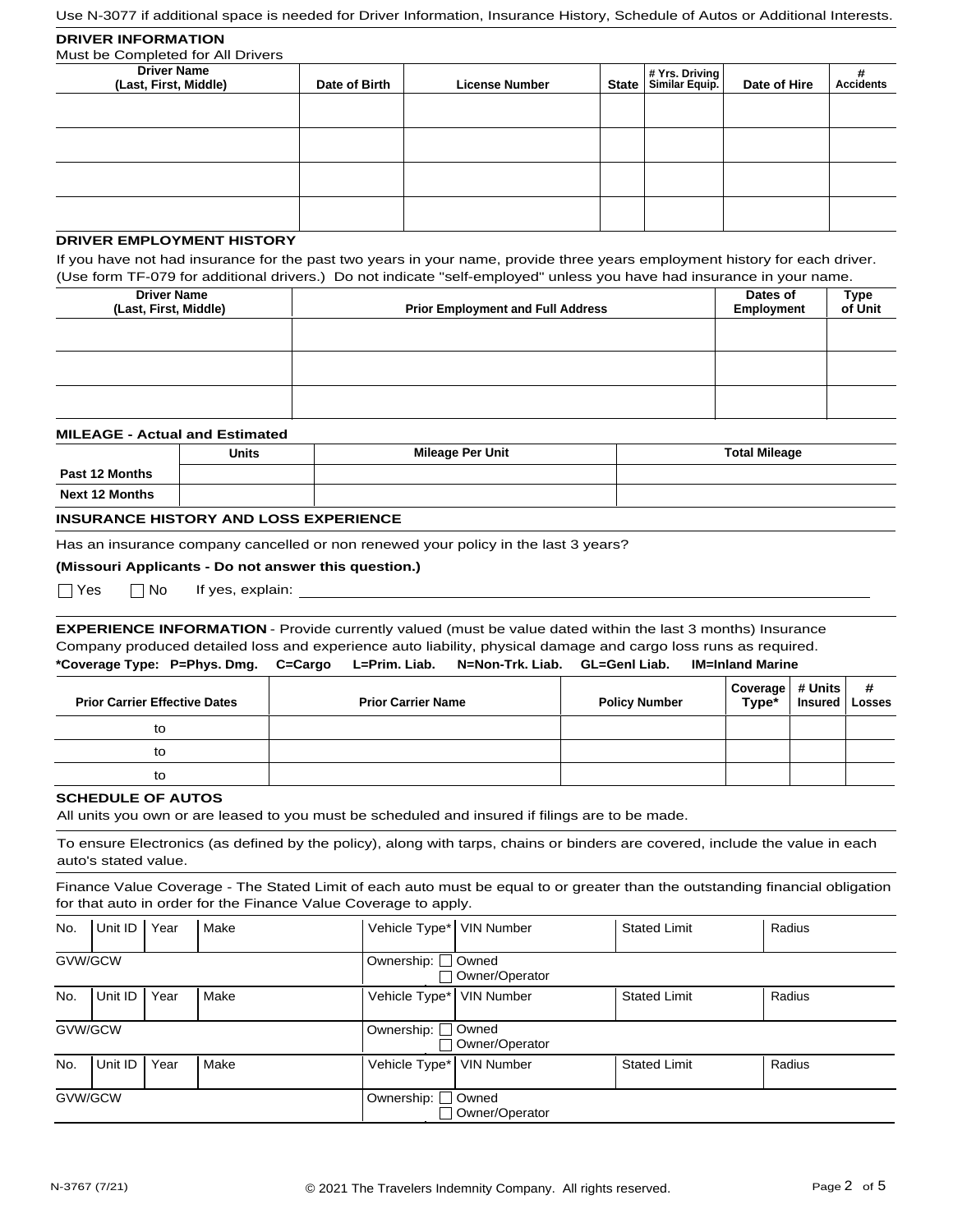Use N-3077 if additional space is needed for Driver Information, Insurance History, Schedule of Autos or Additional Interests.

## DRIVER INFORMATION

Must be Completed for All Drivers

| Driver Name (Last, First, Middle) | Date of Birth | License Number | State | # Yrs. Driving Similar Equip. | Date of Hire | # Accidents |
|---|---|---|---|---|---|---|
| | | | | | | |
| | | | | | | |
| | | | | | | |
| | | | | | | |

## DRIVER EMPLOYMENT HISTORY

If you have not had insurance for the past two years in your name, provide three years employment history for each driver. (Use form TF-079 for additional drivers.) Do not indicate "self-employed" unless you have had insurance in your name.

| Driver Name (Last, First, Middle) | Prior Employment and Full Address | Dates of Employment | Type of Unit |
|---|---|---|---|
| | | | |
| | | | |
| | | | |

## MILEAGE - Actual and Estimated

| | Units | Mileage Per Unit | Total Mileage |
|---|---|---|---|
| Past 12 Months | | | |
| Next 12 Months | | | |

## INSURANCE HISTORY AND LOSS EXPERIENCE

Has an insurance company cancelled or non renewed your policy in the last 3 years?

**(Missouri Applicants - Do not answer this question.)**

☐ Yes ☐ No If yes, explain: \_\_\_\_\_\_\_\_\_\_\_\_\_\_\_\_\_\_\_\_\_\_\_\_\_\_\_\_\_\_\_\_\_\_\_\_\_\_\_\_

**EXPERIENCE INFORMATION** - Provide currently valued (must be value dated within the last 3 months) Insurance Company produced detailed loss and experience auto liability, physical damage and cargo loss runs as required.

**\*Coverage Type: P=Phys. Dmg. C=Cargo L=Prim. Liab. N=Non-Trk. Liab. GL=Genl Liab. IM=Inland Marine**

| Prior Carrier Effective Dates | Prior Carrier Name | Policy Number | Coverage Type* | # Units Insured | # Losses |
|---|---|---|---|---|---|
| to | | | | | |
| to | | | | | |
| to | | | | | |

## SCHEDULE OF AUTOS

All units you own or are leased to you must be scheduled and insured if filings are to be made.

To ensure Electronics (as defined by the policy), along with tarps, chains or binders are covered, include the value in each auto's stated value.

Finance Value Coverage - The Stated Limit of each auto must be equal to or greater than the outstanding financial obligation for that auto in order for the Finance Value Coverage to apply.

| No. | Unit ID | Year | Make | Vehicle Type* | VIN Number | Stated Limit | Radius |
|---|---|---|---|---|---|---|---|
| GVW/GCW | | | | Ownership: ☐ Owned ☐ Owner/Operator | | | |
| No. | Unit ID | Year | Make | Vehicle Type* | VIN Number | Stated Limit | Radius |
| GVW/GCW | | | | Ownership: ☐ Owned ☐ Owner/Operator | | | |
| No. | Unit ID | Year | Make | Vehicle Type* | VIN Number | Stated Limit | Radius |
| GVW/GCW | | | | Ownership: ☐ Owned ☐ Owner/Operator | | | |

N-3767 (7/21) © 2021 The Travelers Indemnity Company. All rights reserved.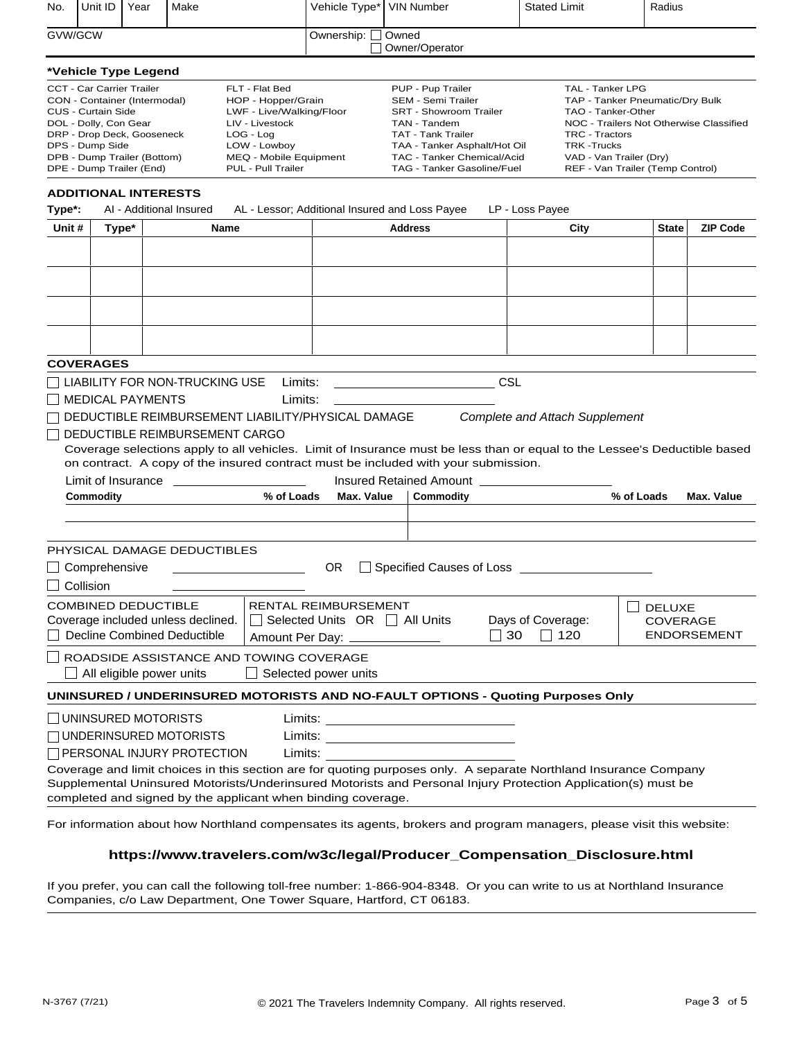| No. | Unit ID | Year | Make | Vehicle Type* | VIN Number | Stated Limit | Radius |
|---|---|---|---|---|---|---|---|
| GVW/GCW | | | | Ownership: ☐ Owned ☐ Owner/Operator | | | |

**\*Vehicle Type Legend**

| | | | |
|---|---|---|---|
| CCT - Car Carrier Trailer | FLT - Flat Bed | PUP - Pup Trailer | TAL - Tanker LPG |
| CON - Container (Intermodal) | HOP - Hopper/Grain | SEM - Semi Trailer | TAP - Tanker Pneumatic/Dry Bulk |
| CUS - Curtain Side | LWF - Live/Walking/Floor | SRT - Showroom Trailer | TAO - Tanker-Other |
| DOL - Dolly, Con Gear | LIV - Livestock | TAN - Tandem | NOC - Trailers Not Otherwise Classified |
| DRP - Drop Deck, Gooseneck | LOG - Log | TAT - Tank Trailer | TRC - Tractors |
| DPS - Dump Side | LOW - Lowboy | TAA - Tanker Asphalt/Hot Oil | TRK -Trucks |
| DPB - Dump Trailer (Bottom) | MEQ - Mobile Equipment | TAC - Tanker Chemical/Acid | VAD - Van Trailer (Dry) |
| DPE - Dump Trailer (End) | PUL - Pull Trailer | TAG - Tanker Gasoline/Fuel | REF - Van Trailer (Temp Control) |

**ADDITIONAL INTERESTS**

**Type\*:** AI - Additional Insured AL - Lessor; Additional Insured and Loss Payee LP - Loss Payee

| Unit # | Type* | Name | Address | City | State | ZIP Code |
|---|---|---|---|---|---|---|
| | | | | | | |
| | | | | | | |
| | | | | | | |
| | | | | | | |

**COVERAGES**

☐ LIABILITY FOR NON-TRUCKING USE Limits: ____________ CSL

☐ MEDICAL PAYMENTS Limits: ____________

☐ DEDUCTIBLE REIMBURSEMENT LIABILITY/PHYSICAL DAMAGE *Complete and Attach Supplement*

☐ DEDUCTIBLE REIMBURSEMENT CARGO

Coverage selections apply to all vehicles. Limit of Insurance must be less than or equal to the Lessee's Deductible based on contract. A copy of the insured contract must be included with your submission.

Limit of Insurance ____________ Insured Retained Amount ____________

| Commodity | % of Loads | Max. Value | Commodity | % of Loads | Max. Value |
|---|---|---|---|---|---|
| | | | | | |
| | | | | | |

PHYSICAL DAMAGE DEDUCTIBLES

☐ Comprehensive ____________ OR ☐ Specified Causes of Loss ____________

☐ Collision ____________

| COMBINED DEDUCTIBLE | RENTAL REIMBURSEMENT | | |
|---|---|---|---|
| Coverage included unless declined. | ☐ Selected Units OR ☐ All Units | Days of Coverage: | ☐ DELUXE COVERAGE ENDORSEMENT |
| ☐ Decline Combined Deductible | Amount Per Day: ____________ | ☐ 30 ☐ 120 | |

☐ ROADSIDE ASSISTANCE AND TOWING COVERAGE
☐ All eligible power units ☐ Selected power units

**UNINSURED / UNDERINSURED MOTORISTS AND NO-FAULT OPTIONS - Quoting Purposes Only**

☐ UNINSURED MOTORISTS Limits: ____________

☐ UNDERINSURED MOTORISTS Limits: ____________

☐ PERSONAL INJURY PROTECTION Limits: ____________

Coverage and limit choices in this section are for quoting purposes only. A separate Northland Insurance Company Supplemental Uninsured Motorists/Underinsured Motorists and Personal Injury Protection Application(s) must be completed and signed by the applicant when binding coverage.

For information about how Northland compensates its agents, brokers and program managers, please visit this website:

**https://www.travelers.com/w3c/legal/Producer_Compensation_Disclosure.html**

If you prefer, you can call the following toll-free number: 1-866-904-8348. Or you can write to us at Northland Insurance Companies, c/o Law Department, One Tower Square, Hartford, CT 06183.

N-3767 (7/21) © 2021 The Travelers Indemnity Company. All rights reserved.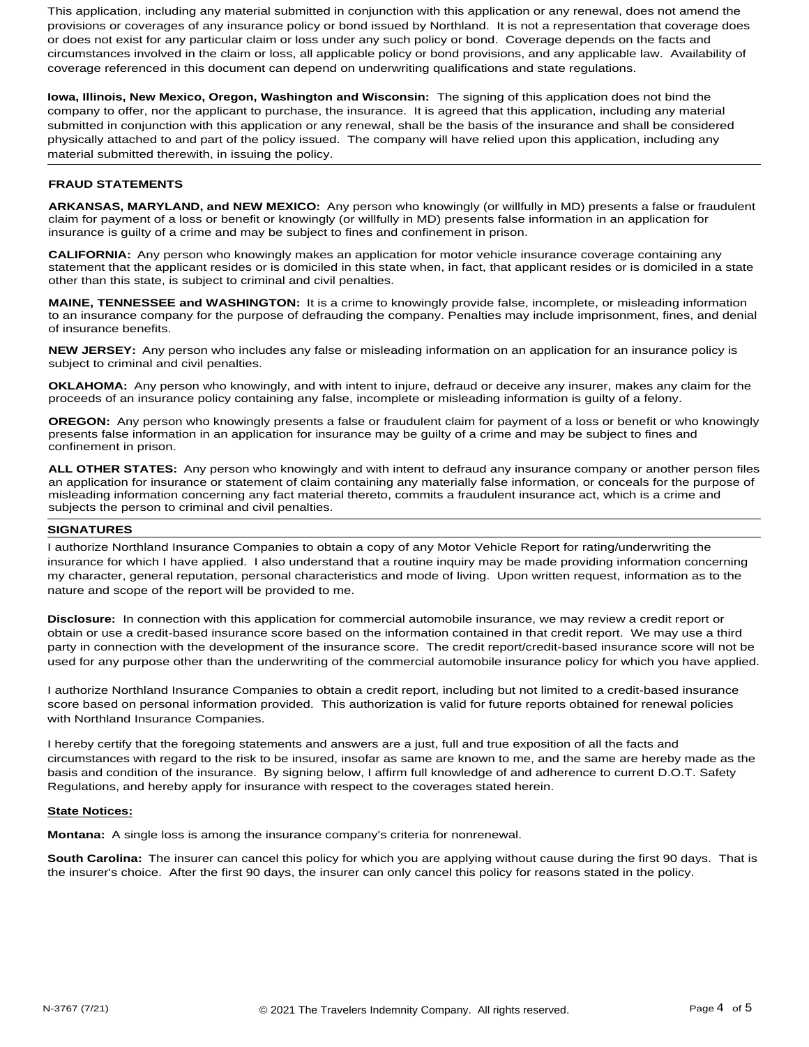This application, including any material submitted in conjunction with this application or any renewal, does not amend the provisions or coverages of any insurance policy or bond issued by Northland. It is not a representation that coverage does or does not exist for any particular claim or loss under any such policy or bond. Coverage depends on the facts and circumstances involved in the claim or loss, all applicable policy or bond provisions, and any applicable law. Availability of coverage referenced in this document can depend on underwriting qualifications and state regulations.

**Iowa, Illinois, New Mexico, Oregon, Washington and Wisconsin:** The signing of this application does not bind the company to offer, nor the applicant to purchase, the insurance. It is agreed that this application, including any material submitted in conjunction with this application or any renewal, shall be the basis of the insurance and shall be considered physically attached to and part of the policy issued. The company will have relied upon this application, including any material submitted therewith, in issuing the policy.

## FRAUD STATEMENTS

**ARKANSAS, MARYLAND, and NEW MEXICO:** Any person who knowingly (or willfully in MD) presents a false or fraudulent claim for payment of a loss or benefit or knowingly (or willfully in MD) presents false information in an application for insurance is guilty of a crime and may be subject to fines and confinement in prison.

**CALIFORNIA:** Any person who knowingly makes an application for motor vehicle insurance coverage containing any statement that the applicant resides or is domiciled in this state when, in fact, that applicant resides or is domiciled in a state other than this state, is subject to criminal and civil penalties.

**MAINE, TENNESSEE and WASHINGTON:** It is a crime to knowingly provide false, incomplete, or misleading information to an insurance company for the purpose of defrauding the company. Penalties may include imprisonment, fines, and denial of insurance benefits.

**NEW JERSEY:** Any person who includes any false or misleading information on an application for an insurance policy is subject to criminal and civil penalties.

**OKLAHOMA:** Any person who knowingly, and with intent to injure, defraud or deceive any insurer, makes any claim for the proceeds of an insurance policy containing any false, incomplete or misleading information is guilty of a felony.

**OREGON:** Any person who knowingly presents a false or fraudulent claim for payment of a loss or benefit or who knowingly presents false information in an application for insurance may be guilty of a crime and may be subject to fines and confinement in prison.

**ALL OTHER STATES:** Any person who knowingly and with intent to defraud any insurance company or another person files an application for insurance or statement of claim containing any materially false information, or conceals for the purpose of misleading information concerning any fact material thereto, commits a fraudulent insurance act, which is a crime and subjects the person to criminal and civil penalties.

## SIGNATURES

I authorize Northland Insurance Companies to obtain a copy of any Motor Vehicle Report for rating/underwriting the insurance for which I have applied. I also understand that a routine inquiry may be made providing information concerning my character, general reputation, personal characteristics and mode of living. Upon written request, information as to the nature and scope of the report will be provided to me.

**Disclosure:** In connection with this application for commercial automobile insurance, we may review a credit report or obtain or use a credit-based insurance score based on the information contained in that credit report. We may use a third party in connection with the development of the insurance score. The credit report/credit-based insurance score will not be used for any purpose other than the underwriting of the commercial automobile insurance policy for which you have applied.

I authorize Northland Insurance Companies to obtain a credit report, including but not limited to a credit-based insurance score based on personal information provided. This authorization is valid for future reports obtained for renewal policies with Northland Insurance Companies.

I hereby certify that the foregoing statements and answers are a just, full and true exposition of all the facts and circumstances with regard to the risk to be insured, insofar as same are known to me, and the same are hereby made as the basis and condition of the insurance. By signing below, I affirm full knowledge of and adherence to current D.O.T. Safety Regulations, and hereby apply for insurance with respect to the coverages stated herein.

**State Notices:**

**Montana:** A single loss is among the insurance company's criteria for nonrenewal.

**South Carolina:** The insurer can cancel this policy for which you are applying without cause during the first 90 days. That is the insurer's choice. After the first 90 days, the insurer can only cancel this policy for reasons stated in the policy.

N-3767 (7/21) © 2021 The Travelers Indemnity Company. All rights reserved.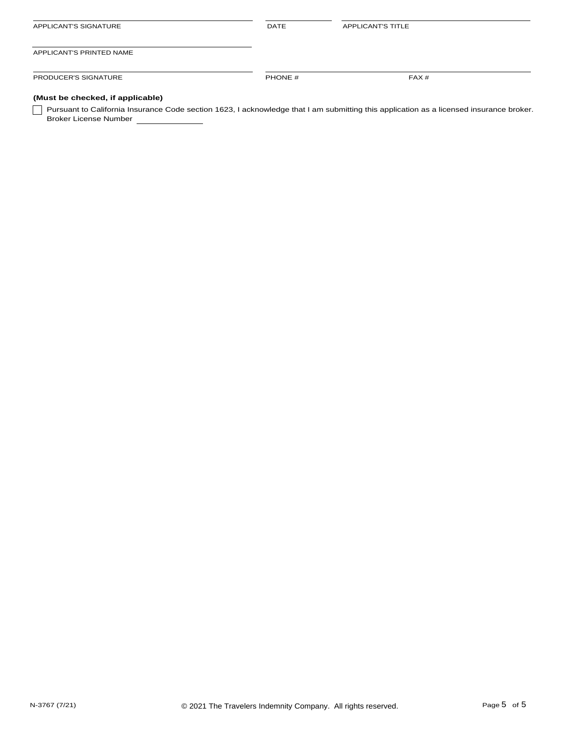APPLICANT'S SIGNATURE ____________________ DATE __________ APPLICANT'S TITLE ____________________

APPLICANT'S PRINTED NAME ____________________

PRODUCER'S SIGNATURE ____________________ PHONE # __________ FAX # __________

**(Must be checked, if applicable)**

☐ Pursuant to California Insurance Code section 1623, I acknowledge that I am submitting this application as a licensed insurance broker.
Broker License Number __________

N-3767 (7/21) © 2021 The Travelers Indemnity Company. All rights reserved.